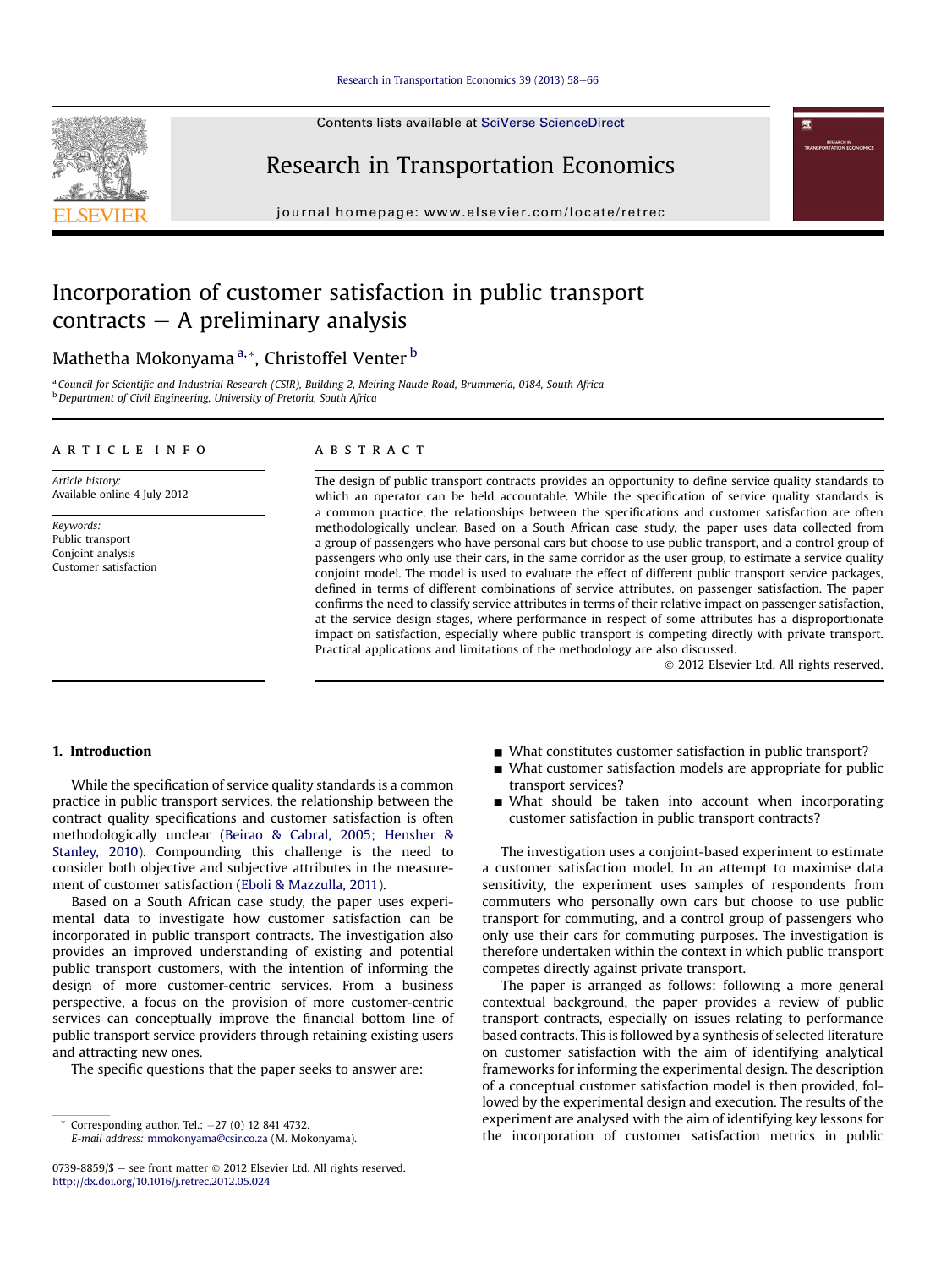# Incorporation of customer satisfaction in public transport contracts – A preliminary analysis

Mathetha Mokonyama [a,*], Christoffel Venter [b]

[a] Council for Scientific and Industrial Research (CSIR), Building 2, Meiring Naude Road, Brummeria, 0184, South Africa
[b] Department of Civil Engineering, University of Pretoria, South Africa

**ARTICLE INFO**

*Article history:*
Available online 4 July 2012

*Keywords:*
Public transport
Conjoint analysis
Customer satisfaction

**ABSTRACT**

The design of public transport contracts provides an opportunity to define service quality standards to which an operator can be held accountable. While the specification of service quality standards is a common practice, the relationships between the specifications and customer satisfaction are often methodologically unclear. Based on a South African case study, the paper uses data collected from a group of passengers who have personal cars but choose to use public transport, and a control group of passengers who only use their cars, in the same corridor as the user group, to estimate a service quality conjoint model. The model is used to evaluate the effect of different public transport service packages, defined in terms of different combinations of service attributes, on passenger satisfaction. The paper confirms the need to classify service attributes in terms of their relative impact on passenger satisfaction, at the service design stages, where performance in respect of some attributes has a disproportionate impact on satisfaction, especially where public transport is competing directly with private transport. Practical applications and limitations of the methodology are also discussed.

© 2012 Elsevier Ltd. All rights reserved.

## 1. Introduction

While the specification of service quality standards is a common practice in public transport services, the relationship between the contract quality specifications and customer satisfaction is often methodologically unclear (Beirao & Cabral, 2005; Hensher & Stanley, 2010). Compounding this challenge is the need to consider both objective and subjective attributes in the measurement of customer satisfaction (Eboli & Mazzulla, 2011).

Based on a South African case study, the paper uses experimental data to investigate how customer satisfaction can be incorporated in public transport contracts. The investigation also provides an improved understanding of existing and potential public transport customers, with the intention of informing the design of more customer-centric services. From a business perspective, a focus on the provision of more customer-centric services can conceptually improve the financial bottom line of public transport service providers through retaining existing users and attracting new ones.

The specific questions that the paper seeks to answer are:

- What constitutes customer satisfaction in public transport?
- What customer satisfaction models are appropriate for public transport services?
- What should be taken into account when incorporating customer satisfaction in public transport contracts?

The investigation uses a conjoint-based experiment to estimate a customer satisfaction model. In an attempt to maximise data sensitivity, the experiment uses samples of respondents from commuters who personally own cars but choose to use public transport for commuting, and a control group of passengers who only use their cars for commuting purposes. The investigation is therefore undertaken within the context in which public transport competes directly against private transport.

The paper is arranged as follows: following a more general contextual background, the paper provides a review of public transport contracts, especially on issues relating to performance based contracts. This is followed by a synthesis of selected literature on customer satisfaction with the aim of identifying analytical frameworks for informing the experimental design. The description of a conceptual customer satisfaction model is then provided, followed by the experimental design and execution. The results of the experiment are analysed with the aim of identifying key lessons for the incorporation of customer satisfaction metrics in public

* Corresponding author. Tel.: +27 (0) 12 841 4732.
E-mail address: mmokonyama@csir.co.za (M. Mokonyama).

0739-8859/$ – see front matter © 2012 Elsevier Ltd. All rights reserved.
http://dx.doi.org/10.1016/j.retrec.2012.05.024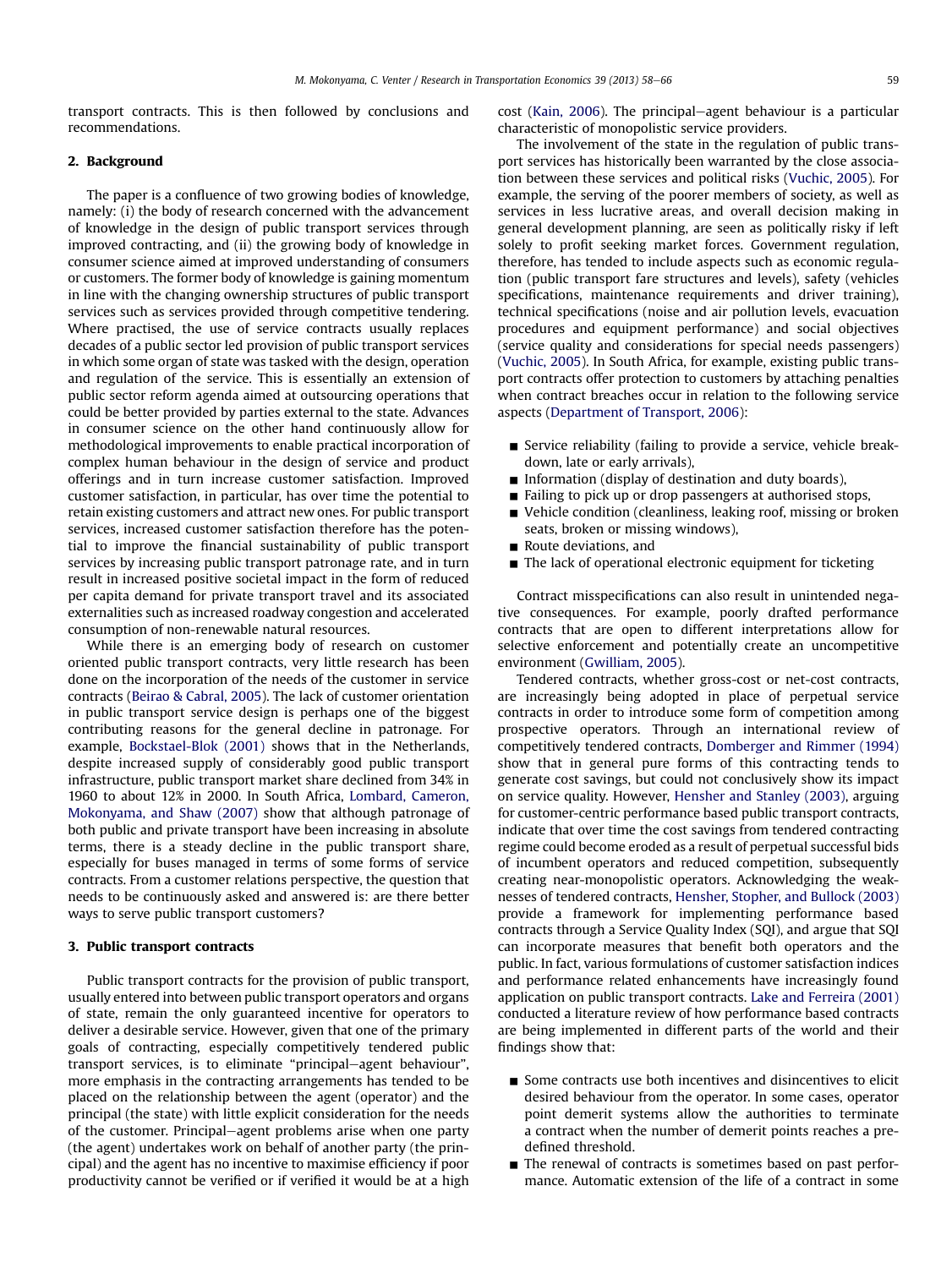transport contracts. This is then followed by conclusions and recommendations.

## 2. Background

The paper is a confluence of two growing bodies of knowledge, namely: (i) the body of research concerned with the advancement of knowledge in the design of public transport services through improved contracting, and (ii) the growing body of knowledge in consumer science aimed at improved understanding of consumers or customers. The former body of knowledge is gaining momentum in line with the changing ownership structures of public transport services such as services provided through competitive tendering. Where practised, the use of service contracts usually replaces decades of a public sector led provision of public transport services in which some organ of state was tasked with the design, operation and regulation of the service. This is essentially an extension of public sector reform agenda aimed at outsourcing operations that could be better provided by parties external to the state. Advances in consumer science on the other hand continuously allow for methodological improvements to enable practical incorporation of complex human behaviour in the design of service and product offerings and in turn increase customer satisfaction. Improved customer satisfaction, in particular, has over time the potential to retain existing customers and attract new ones. For public transport services, increased customer satisfaction therefore has the potential to improve the financial sustainability of public transport services by increasing public transport patronage rate, and in turn result in increased positive societal impact in the form of reduced per capita demand for private transport travel and its associated externalities such as increased roadway congestion and accelerated consumption of non-renewable natural resources.

While there is an emerging body of research on customer oriented public transport contracts, very little research has been done on the incorporation of the needs of the customer in service contracts (Beirao & Cabral, 2005). The lack of customer orientation in public transport service design is perhaps one of the biggest contributing reasons for the general decline in patronage. For example, Bockstael-Blok (2001) shows that in the Netherlands, despite increased supply of considerably good public transport infrastructure, public transport market share declined from 34% in 1960 to about 12% in 2000. In South Africa, Lombard, Cameron, Mokonyama, and Shaw (2007) show that although patronage of both public and private transport have been increasing in absolute terms, there is a steady decline in the public transport share, especially for buses managed in terms of some forms of service contracts. From a customer relations perspective, the question that needs to be continuously asked and answered is: are there better ways to serve public transport customers?

## 3. Public transport contracts

Public transport contracts for the provision of public transport, usually entered into between public transport operators and organs of state, remain the only guaranteed incentive for operators to deliver a desirable service. However, given that one of the primary goals of contracting, especially competitively tendered public transport services, is to eliminate "principal–agent behaviour", more emphasis in the contracting arrangements has tended to be placed on the relationship between the agent (operator) and the principal (the state) with little explicit consideration for the needs of the customer. Principal–agent problems arise when one party (the agent) undertakes work on behalf of another party (the principal) and the agent has no incentive to maximise efficiency if poor productivity cannot be verified or if verified it would be at a high cost (Kain, 2006). The principal–agent behaviour is a particular characteristic of monopolistic service providers.

The involvement of the state in the regulation of public transport services has historically been warranted by the close association between these services and political risks (Vuchic, 2005). For example, the serving of the poorer members of society, as well as services in less lucrative areas, and overall decision making in general development planning, are seen as politically risky if left solely to profit seeking market forces. Government regulation, therefore, has tended to include aspects such as economic regulation (public transport fare structures and levels), safety (vehicles specifications, maintenance requirements and driver training), technical specifications (noise and air pollution levels, evacuation procedures and equipment performance) and social objectives (service quality and considerations for special needs passengers) (Vuchic, 2005). In South Africa, for example, existing public transport contracts offer protection to customers by attaching penalties when contract breaches occur in relation to the following service aspects (Department of Transport, 2006):

- Service reliability (failing to provide a service, vehicle breakdown, late or early arrivals),
- Information (display of destination and duty boards),
- Failing to pick up or drop passengers at authorised stops,
- Vehicle condition (cleanliness, leaking roof, missing or broken seats, broken or missing windows),
- Route deviations, and
- The lack of operational electronic equipment for ticketing

Contract misspecifications can also result in unintended negative consequences. For example, poorly drafted performance contracts that are open to different interpretations allow for selective enforcement and potentially create an uncompetitive environment (Gwilliam, 2005).

Tendered contracts, whether gross-cost or net-cost contracts, are increasingly being adopted in place of perpetual service contracts in order to introduce some form of competition among prospective operators. Through an international review of competitively tendered contracts, Domberger and Rimmer (1994) show that in general pure forms of this contracting tends to generate cost savings, but could not conclusively show its impact on service quality. However, Hensher and Stanley (2003), arguing for customer-centric performance based public transport contracts, indicate that over time the cost savings from tendered contracting regime could become eroded as a result of perpetual successful bids of incumbent operators and reduced competition, subsequently creating near-monopolistic operators. Acknowledging the weaknesses of tendered contracts, Hensher, Stopher, and Bullock (2003) provide a framework for implementing performance based contracts through a Service Quality Index (SQI), and argue that SQI can incorporate measures that benefit both operators and the public. In fact, various formulations of customer satisfaction indices and performance related enhancements have increasingly found application on public transport contracts. Lake and Ferreira (2001) conducted a literature review of how performance based contracts are being implemented in different parts of the world and their findings show that:

- Some contracts use both incentives and disincentives to elicit desired behaviour from the operator. In some cases, operator point demerit systems allow the authorities to terminate a contract when the number of demerit points reaches a predefined threshold.
- The renewal of contracts is sometimes based on past performance. Automatic extension of the life of a contract in some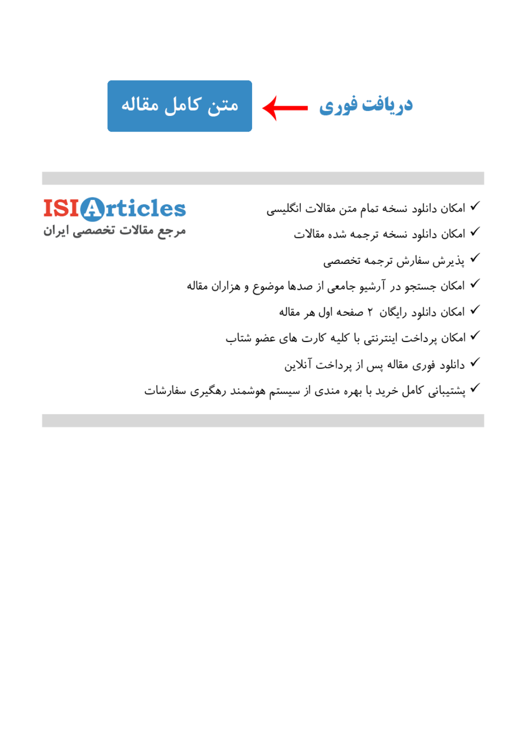دریافت فوری ← **متن کامل مقاله**

---

**ISIArticles**
مرجع مقالات تخصصی ایران

- ✓ امکان دانلود نسخه تمام متن مقالات انگلیسی
- ✓ امکان دانلود نسخه ترجمه شده مقالات
- ✓ پذیرش سفارش ترجمه تخصصی
- ✓ امکان جستجو در آرشیو جامعی از صدها موضوع و هزاران مقاله
- ✓ امکان دانلود رایگان ۲ صفحه اول هر مقاله
- ✓ امکان پرداخت اینترنتی با کلیه کارت های عضو شتاب
- ✓ دانلود فوری مقاله پس از پرداخت آنلاین
- ✓ پشتیبانی کامل خرید با بهره مندی از سیستم هوشمند رهگیری سفارشات

---